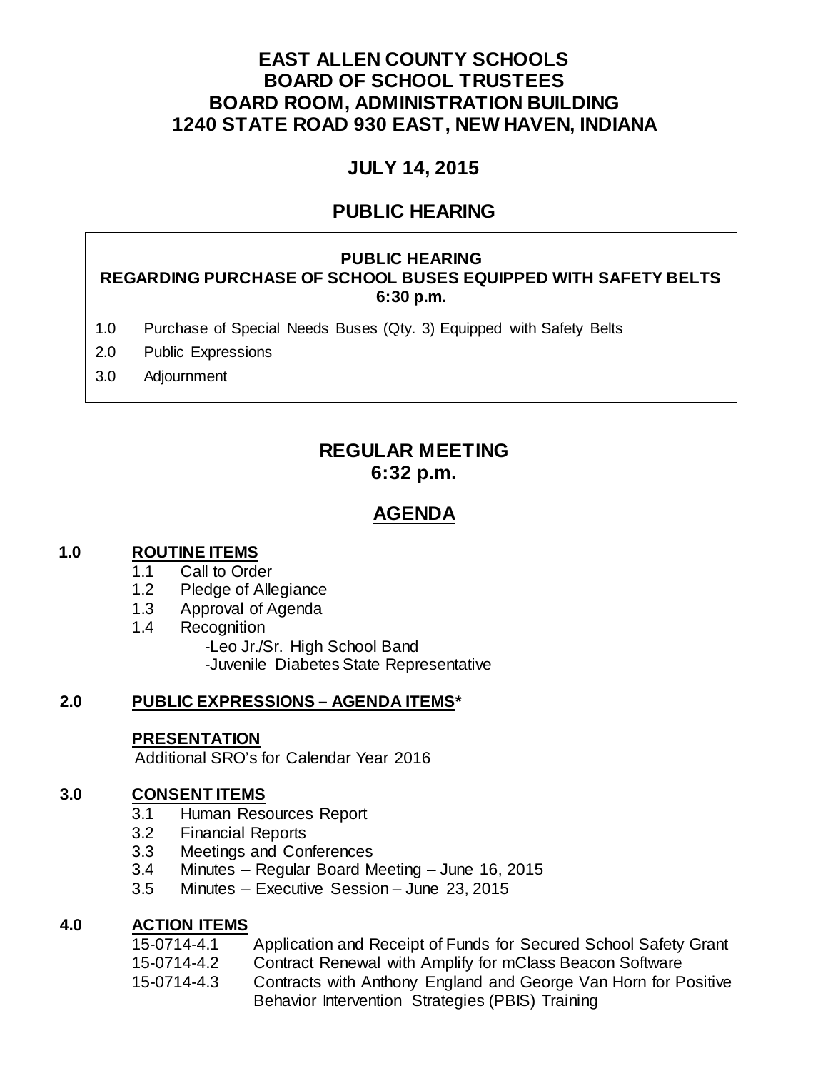# EAST ALLEN COUNTY SCHOOLS
# BOARD OF SCHOOL TRUSTEES
# BOARD ROOM, ADMINISTRATION BUILDING
# 1240 STATE ROAD 930 EAST, NEW HAVEN, INDIANA

## JULY 14, 2015

## PUBLIC HEARING

**PUBLIC HEARING**
**REGARDING PURCHASE OF SCHOOL BUSES EQUIPPED WITH SAFETY BELTS**
**6:30 p.m.**

1.0 Purchase of Special Needs Buses (Qty. 3) Equipped with Safety Belts

2.0 Public Expressions

3.0 Adjournment

## REGULAR MEETING
## 6:32 p.m.

## AGENDA

**1.0 ROUTINE ITEMS**

- 1.1 Call to Order
- 1.2 Pledge of Allegiance
- 1.3 Approval of Agenda
- 1.4 Recognition
  - -Leo Jr./Sr. High School Band
  - -Juvenile Diabetes State Representative

**2.0 PUBLIC EXPRESSIONS – AGENDA ITEMS***

**PRESENTATION**

Additional SRO's for Calendar Year 2016

**3.0 CONSENT ITEMS**

- 3.1 Human Resources Report
- 3.2 Financial Reports
- 3.3 Meetings and Conferences
- 3.4 Minutes – Regular Board Meeting – June 16, 2015
- 3.5 Minutes – Executive Session – June 23, 2015

**4.0 ACTION ITEMS**

- 15-0714-4.1 Application and Receipt of Funds for Secured School Safety Grant
- 15-0714-4.2 Contract Renewal with Amplify for mClass Beacon Software
- 15-0714-4.3 Contracts with Anthony England and George Van Horn for Positive Behavior Intervention Strategies (PBIS) Training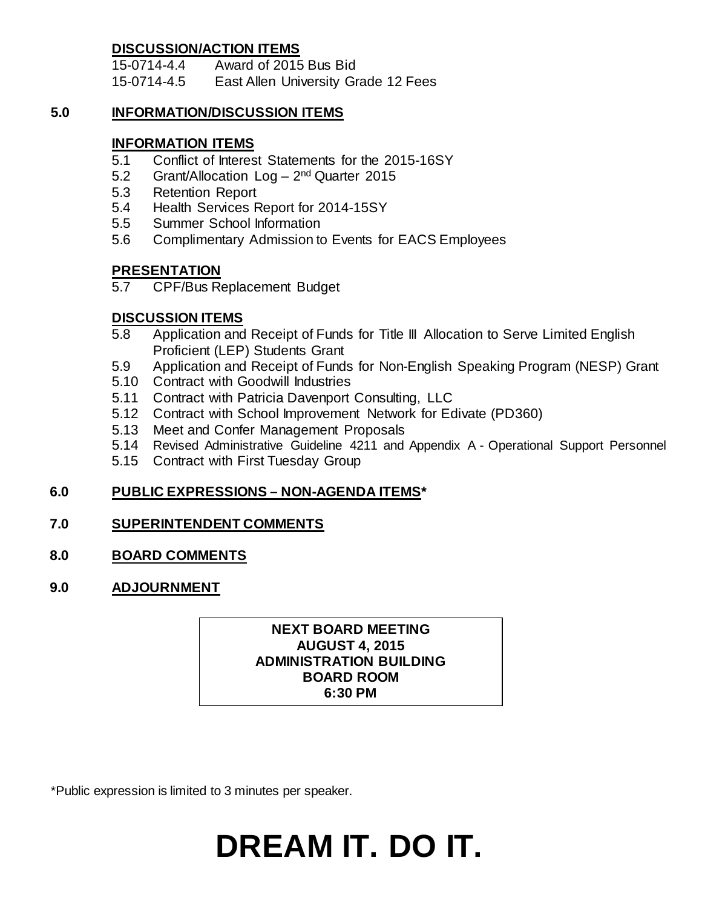**DISCUSSION/ACTION ITEMS**

15-0714-4.4 Award of 2015 Bus Bid
15-0714-4.5 East Allen University Grade 12 Fees

## 5.0 INFORMATION/DISCUSSION ITEMS

**INFORMATION ITEMS**

5.1 Conflict of Interest Statements for the 2015-16SY
5.2 Grant/Allocation Log – 2nd Quarter 2015
5.3 Retention Report
5.4 Health Services Report for 2014-15SY
5.5 Summer School Information
5.6 Complimentary Admission to Events for EACS Employees

**PRESENTATION**

5.7 CPF/Bus Replacement Budget

**DISCUSSION ITEMS**

5.8 Application and Receipt of Funds for Title III Allocation to Serve Limited English Proficient (LEP) Students Grant
5.9 Application and Receipt of Funds for Non-English Speaking Program (NESP) Grant
5.10 Contract with Goodwill Industries
5.11 Contract with Patricia Davenport Consulting, LLC
5.12 Contract with School Improvement Network for Edivate (PD360)
5.13 Meet and Confer Management Proposals
5.14 Revised Administrative Guideline 4211 and Appendix A - Operational Support Personnel
5.15 Contract with First Tuesday Group

## 6.0 PUBLIC EXPRESSIONS – NON-AGENDA ITEMS*

## 7.0 SUPERINTENDENT COMMENTS

## 8.0 BOARD COMMENTS

## 9.0 ADJOURNMENT

**NEXT BOARD MEETING**
**AUGUST 4, 2015**
**ADMINISTRATION BUILDING**
**BOARD ROOM**
**6:30 PM**

*Public expression is limited to 3 minutes per speaker.

# DREAM IT. DO IT.